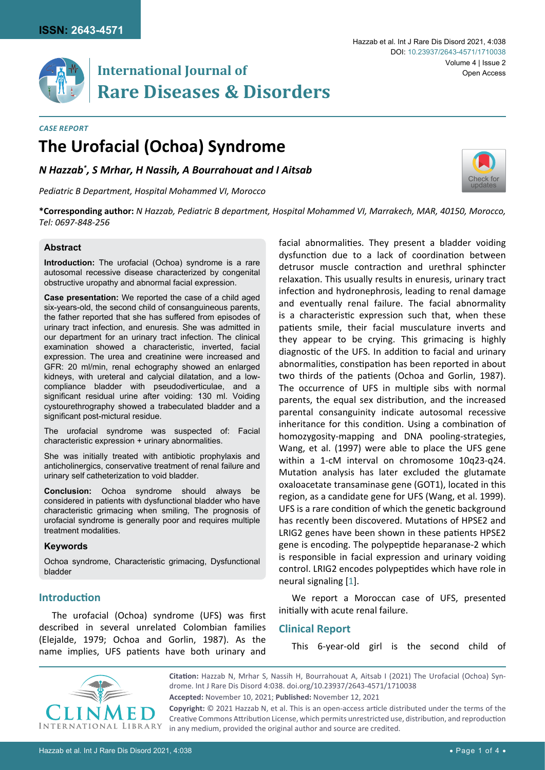*CASE REPORT*

# The Urofacial (Ochoa) Syndrome

***N Hazzab\*, S Mrhar, H Nassih, A Bourrahouat and I Aitsab***

*Pediatric B Department, Hospital Mohammed VI, Morocco*

**\*Corresponding author:** *N Hazzab, Pediatric B department, Hospital Mohammed VI, Marrakech, MAR, 40150, Morocco, Tel: 0697-848-256*

## Abstract

**Introduction:** The urofacial (Ochoa) syndrome is a rare autosomal recessive disease characterized by congenital obstructive uropathy and abnormal facial expression.

**Case presentation:** We reported the case of a child aged six-years-old, the second child of consanguineous parents, the father reported that she has suffered from episodes of urinary tract infection, and enuresis. She was admitted in our department for an urinary tract infection. The clinical examination showed a characteristic, inverted, facial expression. The urea and creatinine were increased and GFR: 20 ml/min, renal echography showed an enlarged kidneys, with ureteral and calycial dilatation, and a low-compliance bladder with pseudodiverticulae, and a significant residual urine after voiding: 130 ml. Voiding cystourethrography showed a trabeculated bladder and a significant post-mictural residue.

The urofacial syndrome was suspected of: Facial characteristic expression + urinary abnormalities.

She was initially treated with antibiotic prophylaxis and anticholinergics, conservative treatment of renal failure and urinary self catheterization to void bladder.

**Conclusion:** Ochoa syndrome should always be considered in patients with dysfunctional bladder who have characteristic grimacing when smiling, The prognosis of urofacial syndrome is generally poor and requires multiple treatment modalities.

### Keywords

Ochoa syndrome, Characteristic grimacing, Dysfunctional bladder

## Introduction

The urofacial (Ochoa) syndrome (UFS) was first described in several unrelated Colombian families (Elejalde, 1979; Ochoa and Gorlin, 1987). As the name implies, UFS patients have both urinary and facial abnormalities. They present a bladder voiding dysfunction due to a lack of coordination between detrusor muscle contraction and urethral sphincter relaxation. This usually results in enuresis, urinary tract infection and hydronephrosis, leading to renal damage and eventually renal failure. The facial abnormality is a characteristic expression such that, when these patients smile, their facial musculature inverts and they appear to be crying. This grimacing is highly diagnostic of the UFS. In addition to facial and urinary abnormalities, constipation has been reported in about two thirds of the patients (Ochoa and Gorlin, 1987). The occurrence of UFS in multiple sibs with normal parents, the equal sex distribution, and the increased parental consanguinity indicate autosomal recessive inheritance for this condition. Using a combination of homozygosity-mapping and DNA pooling-strategies, Wang, et al. (1997) were able to place the UFS gene within a 1-cM interval on chromosome 10q23-q24. Mutation analysis has later excluded the glutamate oxaloacetate transaminase gene (GOT1), located in this region, as a candidate gene for UFS (Wang, et al. 1999). UFS is a rare condition of which the genetic background has recently been discovered. Mutations of HPSE2 and LRIG2 genes have been shown in these patients HPSE2 gene is encoding. The polypeptide heparanase-2 which is responsible in facial expression and urinary voiding control. LRIG2 encodes polypeptides which have role in neural signaling [1].

We report a Moroccan case of UFS, presented initially with acute renal failure.

## Clinical Report

This 6-year-old girl is the second child of

**Citation:** Hazzab N, Mrhar S, Nassih H, Bourrahouat A, Aitsab I (2021) The Urofacial (Ochoa) Syndrome. Int J Rare Dis Disord 4:038. doi.org/10.23937/2643-4571/1710038

**Accepted:** November 10, 2021; **Published:** November 12, 2021

**Copyright:** © 2021 Hazzab N, et al. This is an open-access article distributed under the terms of the Creative Commons Attribution License, which permits unrestricted use, distribution, and reproduction in any medium, provided the original author and source are credited.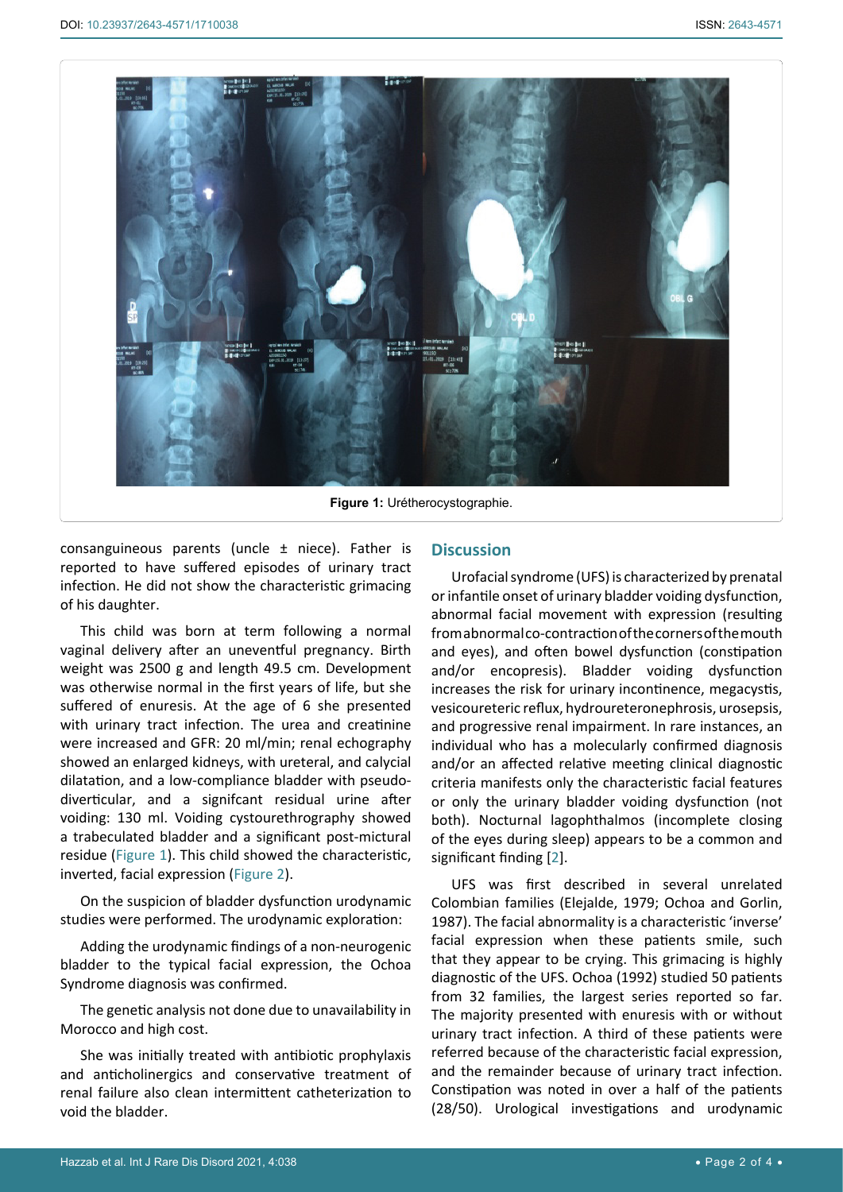Figure 1: Urétherocystographie.

consanguineous parents (uncle ± niece). Father is reported to have suffered episodes of urinary tract infection. He did not show the characteristic grimacing of his daughter.

This child was born at term following a normal vaginal delivery after an uneventful pregnancy. Birth weight was 2500 g and length 49.5 cm. Development was otherwise normal in the first years of life, but she suffered of enuresis. At the age of 6 she presented with urinary tract infection. The urea and creatinine were increased and GFR: 20 ml/min; renal echography showed an enlarged kidneys, with ureteral, and calycial dilatation, and a low-compliance bladder with pseudo-diverticular, and a signifcant residual urine after voiding: 130 ml. Voiding cystourethrography showed a trabeculated bladder and a significant post-mictural residue (Figure 1). This child showed the characteristic, inverted, facial expression (Figure 2).

On the suspicion of bladder dysfunction urodynamic studies were performed. The urodynamic exploration:

Adding the urodynamic findings of a non-neurogenic bladder to the typical facial expression, the Ochoa Syndrome diagnosis was confirmed.

The genetic analysis not done due to unavailability in Morocco and high cost.

She was initially treated with antibiotic prophylaxis and anticholinergics and conservative treatment of renal failure also clean intermittent catheterization to void the bladder.

## Discussion

Urofacial syndrome (UFS) is characterized by prenatal or infantile onset of urinary bladder voiding dysfunction, abnormal facial movement with expression (resulting from abnormal co-contraction of the corners of the mouth and eyes), and often bowel dysfunction (constipation and/or encopresis). Bladder voiding dysfunction increases the risk for urinary incontinence, megacystis, vesicoureteric reflux, hydroureteronephrosis, urosepsis, and progressive renal impairment. In rare instances, an individual who has a molecularly confirmed diagnosis and/or an affected relative meeting clinical diagnostic criteria manifests only the characteristic facial features or only the urinary bladder voiding dysfunction (not both). Nocturnal lagophthalmos (incomplete closing of the eyes during sleep) appears to be a common and significant finding [2].

UFS was first described in several unrelated Colombian families (Elejalde, 1979; Ochoa and Gorlin, 1987). The facial abnormality is a characteristic 'inverse' facial expression when these patients smile, such that they appear to be crying. This grimacing is highly diagnostic of the UFS. Ochoa (1992) studied 50 patients from 32 families, the largest series reported so far. The majority presented with enuresis with or without urinary tract infection. A third of these patients were referred because of the characteristic facial expression, and the remainder because of urinary tract infection. Constipation was noted in over a half of the patients (28/50). Urological investigations and urodynamic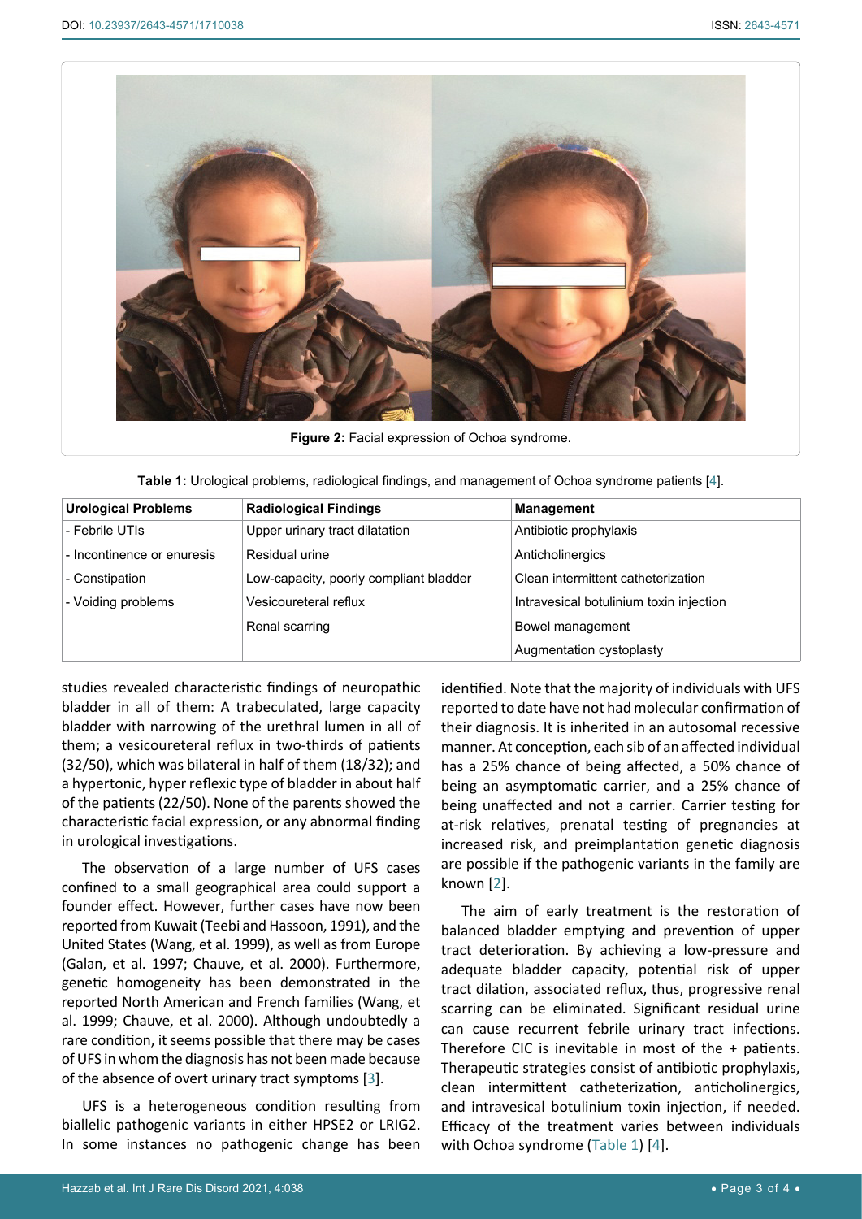Figure 2: Facial expression of Ochoa syndrome.

**Table 1:** Urological problems, radiological findings, and management of Ochoa syndrome patients [4].

| Urological Problems | Radiological Findings | Management |
|---|---|---|
| - Febrile UTIs | Upper urinary tract dilatation | Antibiotic prophylaxis |
| - Incontinence or enuresis | Residual urine | Anticholinergics |
| - Constipation | Low-capacity, poorly compliant bladder | Clean intermittent catheterization |
| - Voiding problems | Vesicoureteral reflux | Intravesical botulinium toxin injection |
| | Renal scarring | Bowel management |
| | | Augmentation cystoplasty |

studies revealed characteristic findings of neuropathic bladder in all of them: A trabeculated, large capacity bladder with narrowing of the urethral lumen in all of them; a vesicoureteral reflux in two-thirds of patients (32/50), which was bilateral in half of them (18/32); and a hypertonic, hyper reflexic type of bladder in about half of the patients (22/50). None of the parents showed the characteristic facial expression, or any abnormal finding in urological investigations.

The observation of a large number of UFS cases confined to a small geographical area could support a founder effect. However, further cases have now been reported from Kuwait (Teebi and Hassoon, 1991), and the United States (Wang, et al. 1999), as well as from Europe (Galan, et al. 1997; Chauve, et al. 2000). Furthermore, genetic homogeneity has been demonstrated in the reported North American and French families (Wang, et al. 1999; Chauve, et al. 2000). Although undoubtedly a rare condition, it seems possible that there may be cases of UFS in whom the diagnosis has not been made because of the absence of overt urinary tract symptoms [3].

UFS is a heterogeneous condition resulting from biallelic pathogenic variants in either HPSE2 or LRIG2. In some instances no pathogenic change has been identified. Note that the majority of individuals with UFS reported to date have not had molecular confirmation of their diagnosis. It is inherited in an autosomal recessive manner. At conception, each sib of an affected individual has a 25% chance of being affected, a 50% chance of being an asymptomatic carrier, and a 25% chance of being unaffected and not a carrier. Carrier testing for at-risk relatives, prenatal testing of pregnancies at increased risk, and preimplantation genetic diagnosis are possible if the pathogenic variants in the family are known [2].

The aim of early treatment is the restoration of balanced bladder emptying and prevention of upper tract deterioration. By achieving a low-pressure and adequate bladder capacity, potential risk of upper tract dilation, associated reflux, thus, progressive renal scarring can be eliminated. Significant residual urine can cause recurrent febrile urinary tract infections. Therefore CIC is inevitable in most of the + patients. Therapeutic strategies consist of antibiotic prophylaxis, clean intermittent catheterization, anticholinergics, and intravesical botulinium toxin injection, if needed. Efficacy of the treatment varies between individuals with Ochoa syndrome (Table 1) [4].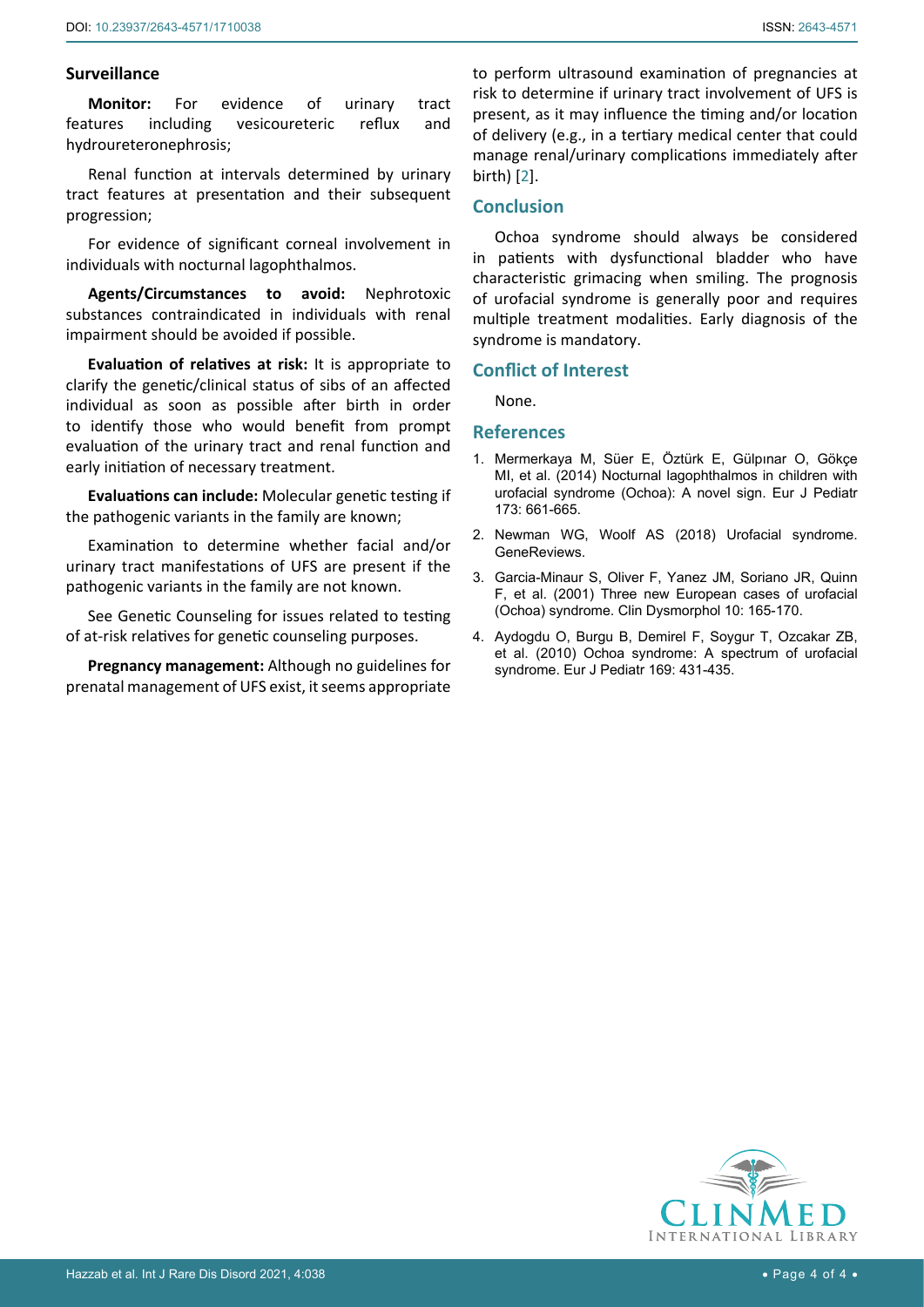### Surveillance

**Monitor:** For evidence of urinary tract features including vesicoureteric reflux and hydroureteronephrosis;

Renal function at intervals determined by urinary tract features at presentation and their subsequent progression;

For evidence of significant corneal involvement in individuals with nocturnal lagophthalmos.

**Agents/Circumstances to avoid:** Nephrotoxic substances contraindicated in individuals with renal impairment should be avoided if possible.

**Evaluation of relatives at risk:** It is appropriate to clarify the genetic/clinical status of sibs of an affected individual as soon as possible after birth in order to identify those who would benefit from prompt evaluation of the urinary tract and renal function and early initiation of necessary treatment.

**Evaluations can include:** Molecular genetic testing if the pathogenic variants in the family are known;

Examination to determine whether facial and/or urinary tract manifestations of UFS are present if the pathogenic variants in the family are not known.

See Genetic Counseling for issues related to testing of at-risk relatives for genetic counseling purposes.

**Pregnancy management:** Although no guidelines for prenatal management of UFS exist, it seems appropriate to perform ultrasound examination of pregnancies at risk to determine if urinary tract involvement of UFS is present, as it may influence the timing and/or location of delivery (e.g., in a tertiary medical center that could manage renal/urinary complications immediately after birth) [2].

## Conclusion

Ochoa syndrome should always be considered in patients with dysfunctional bladder who have characteristic grimacing when smiling. The prognosis of urofacial syndrome is generally poor and requires multiple treatment modalities. Early diagnosis of the syndrome is mandatory.

## Conflict of Interest

None.

## References

1. Mermerkaya M, Süer E, Öztürk E, Gülpınar O, Gökçe MI, et al. (2014) Nocturnal lagophthalmos in children with urofacial syndrome (Ochoa): A novel sign. Eur J Pediatr 173: 661-665.
2. Newman WG, Woolf AS (2018) Urofacial syndrome. GeneReviews.
3. Garcia-Minaur S, Oliver F, Yanez JM, Soriano JR, Quinn F, et al. (2001) Three new European cases of urofacial (Ochoa) syndrome. Clin Dysmorphol 10: 165-170.
4. Aydogdu O, Burgu B, Demirel F, Soygur T, Ozcakar ZB, et al. (2010) Ochoa syndrome: A spectrum of urofacial syndrome. Eur J Pediatr 169: 431-435.